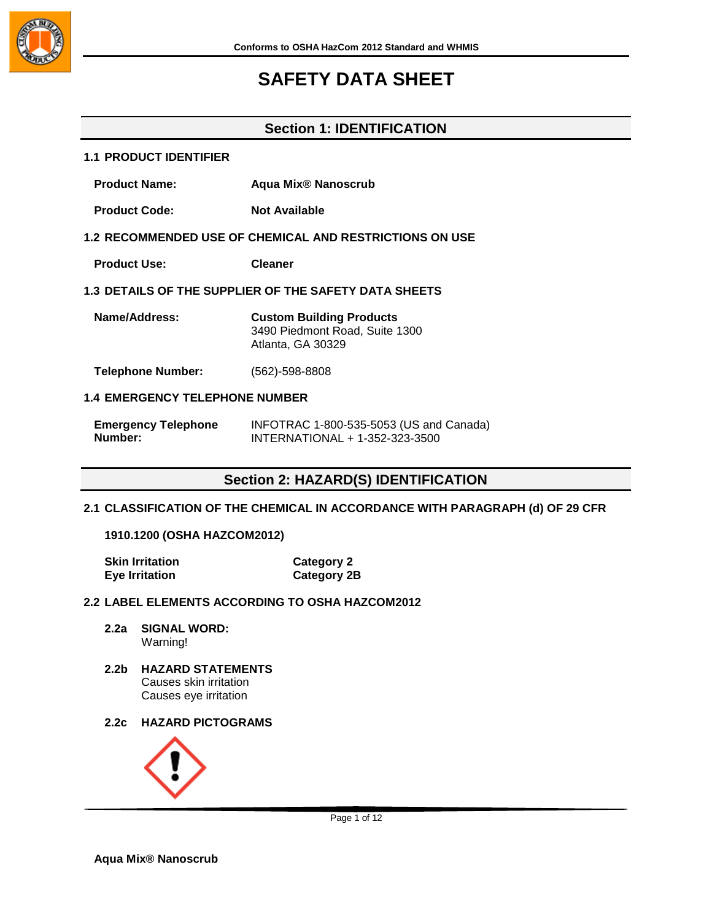Conforms to OSHA HazCom 2012 Standard and WHMIS

# SAFETY DATA SHEET

## Section 1: IDENTIFICATION

### 1.1 PRODUCT IDENTIFIER

**Product Name:** Aqua Mix® Nanoscrub

**Product Code:** Not Available

### 1.2 RECOMMENDED USE OF CHEMICAL AND RESTRICTIONS ON USE

**Product Use:** Cleaner

### 1.3 DETAILS OF THE SUPPLIER OF THE SAFETY DATA SHEETS

**Name/Address:** **Custom Building Products**
3490 Piedmont Road, Suite 1300
Atlanta, GA 30329

**Telephone Number:** (562)-598-8808

### 1.4 EMERGENCY TELEPHONE NUMBER

**Emergency Telephone Number:** INFOTRAC 1-800-535-5053 (US and Canada)
INTERNATIONAL + 1-352-323-3500

## Section 2: HAZARD(S) IDENTIFICATION

### 2.1 CLASSIFICATION OF THE CHEMICAL IN ACCORDANCE WITH PARAGRAPH (d) OF 29 CFR 1910.1200 (OSHA HAZCOM2012)

| | |
|---|---|
| **Skin Irritation** | **Category 2** |
| **Eye Irritation** | **Category 2B** |

### 2.2 LABEL ELEMENTS ACCORDING TO OSHA HAZCOM2012

**2.2a SIGNAL WORD:**
Warning!

**2.2b HAZARD STATEMENTS**
Causes skin irritation
Causes eye irritation

**2.2c HAZARD PICTOGRAMS**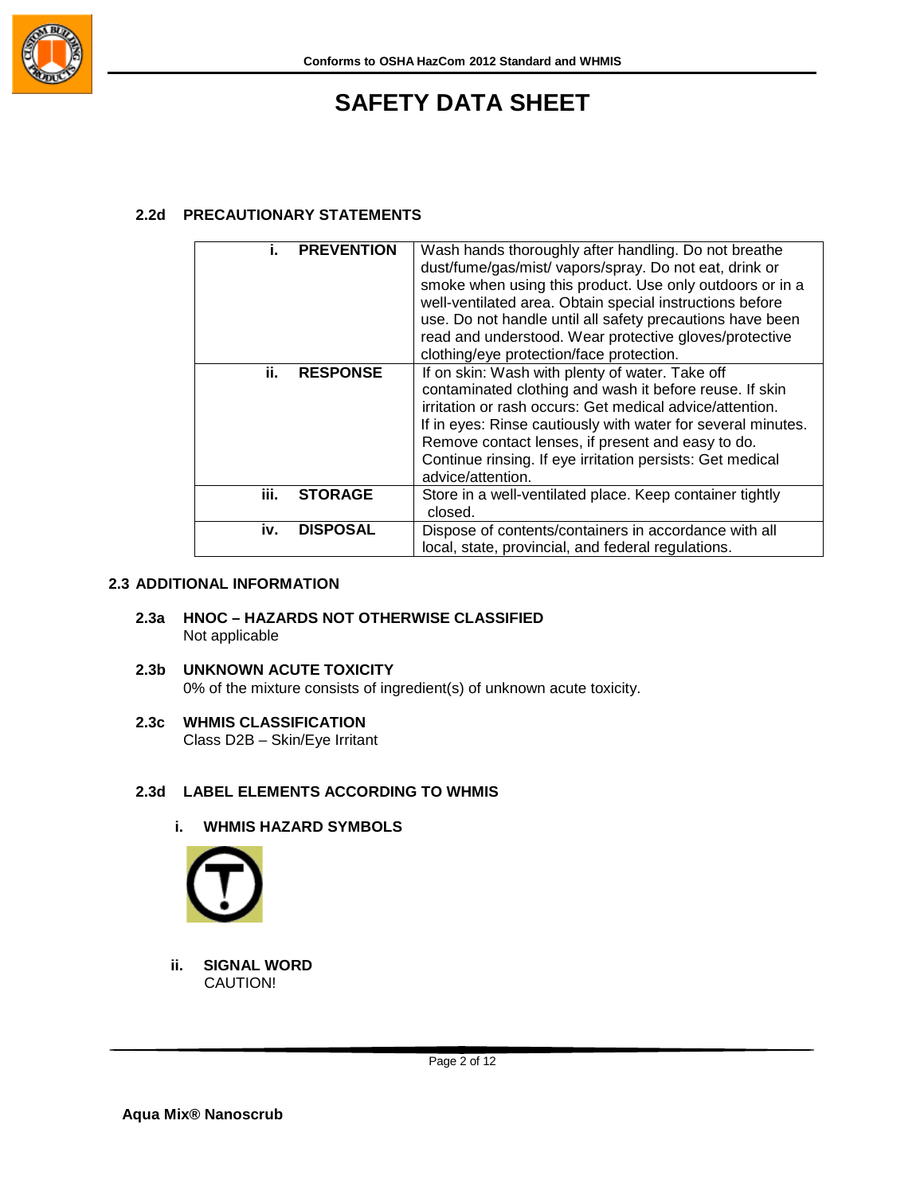#### 2.2d PRECAUTIONARY STATEMENTS

| | | |
|---|---|---|
| i. | **PREVENTION** | Wash hands thoroughly after handling. Do not breathe dust/fume/gas/mist/ vapors/spray. Do not eat, drink or smoke when using this product. Use only outdoors or in a well-ventilated area. Obtain special instructions before use. Do not handle until all safety precautions have been read and understood. Wear protective gloves/protective clothing/eye protection/face protection. |
| ii. | **RESPONSE** | If on skin: Wash with plenty of water. Take off contaminated clothing and wash it before reuse. If skin irritation or rash occurs: Get medical advice/attention. If in eyes: Rinse cautiously with water for several minutes. Remove contact lenses, if present and easy to do. Continue rinsing. If eye irritation persists: Get medical advice/attention. |
| iii. | **STORAGE** | Store in a well-ventilated place. Keep container tightly closed. |
| iv. | **DISPOSAL** | Dispose of contents/containers in accordance with all local, state, provincial, and federal regulations. |

### 2.3 ADDITIONAL INFORMATION

#### 2.3a HNOC – HAZARDS NOT OTHERWISE CLASSIFIED
Not applicable

#### 2.3b UNKNOWN ACUTE TOXICITY
0% of the mixture consists of ingredient(s) of unknown acute toxicity.

#### 2.3c WHMIS CLASSIFICATION
Class D2B – Skin/Eye Irritant

#### 2.3d LABEL ELEMENTS ACCORDING TO WHMIS

**i. WHMIS HAZARD SYMBOLS**

**ii. SIGNAL WORD**
CAUTION!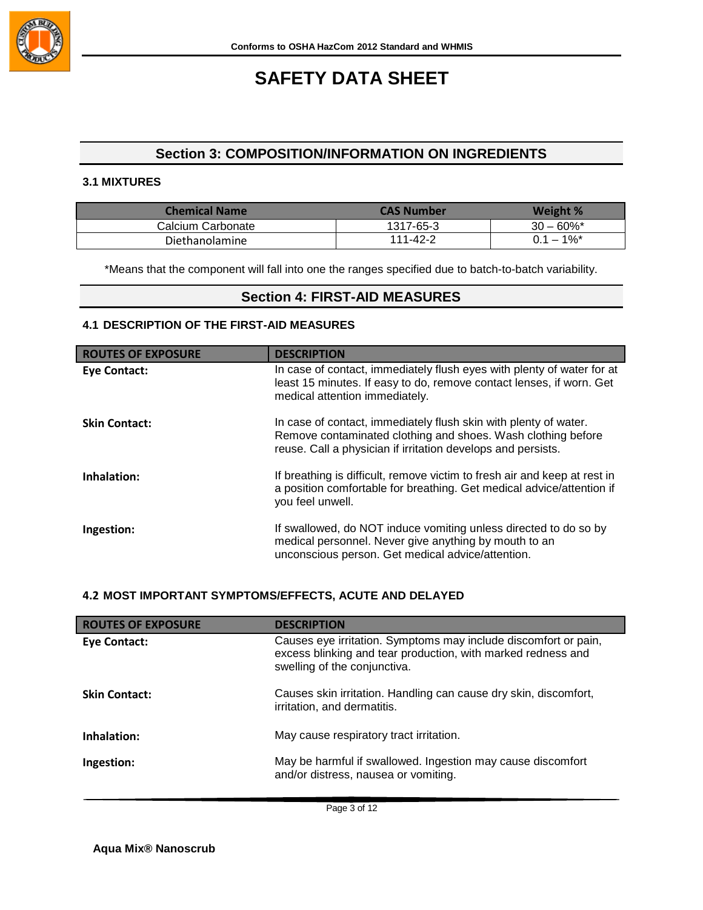## Section 3: COMPOSITION/INFORMATION ON INGREDIENTS

### 3.1 MIXTURES

| Chemical Name | CAS Number | Weight % |
|---|---|---|
| Calcium Carbonate | 1317-65-3 | 30 – 60%* |
| Diethanolamine | 111-42-2 | 0.1 – 1%* |

*Means that the component will fall into one the ranges specified due to batch-to-batch variability.

## Section 4: FIRST-AID MEASURES

### 4.1 DESCRIPTION OF THE FIRST-AID MEASURES

| ROUTES OF EXPOSURE | DESCRIPTION |
|---|---|
| **Eye Contact:** | In case of contact, immediately flush eyes with plenty of water for at least 15 minutes. If easy to do, remove contact lenses, if worn. Get medical attention immediately. |
| **Skin Contact:** | In case of contact, immediately flush skin with plenty of water. Remove contaminated clothing and shoes. Wash clothing before reuse. Call a physician if irritation develops and persists. |
| **Inhalation:** | If breathing is difficult, remove victim to fresh air and keep at rest in a position comfortable for breathing. Get medical advice/attention if you feel unwell. |
| **Ingestion:** | If swallowed, do NOT induce vomiting unless directed to do so by medical personnel. Never give anything by mouth to an unconscious person. Get medical advice/attention. |

### 4.2 MOST IMPORTANT SYMPTOMS/EFFECTS, ACUTE AND DELAYED

| ROUTES OF EXPOSURE | DESCRIPTION |
|---|---|
| **Eye Contact:** | Causes eye irritation. Symptoms may include discomfort or pain, excess blinking and tear production, with marked redness and swelling of the conjunctiva. |
| **Skin Contact:** | Causes skin irritation. Handling can cause dry skin, discomfort, irritation, and dermatitis. |
| **Inhalation:** | May cause respiratory tract irritation. |
| **Ingestion:** | May be harmful if swallowed. Ingestion may cause discomfort and/or distress, nausea or vomiting. |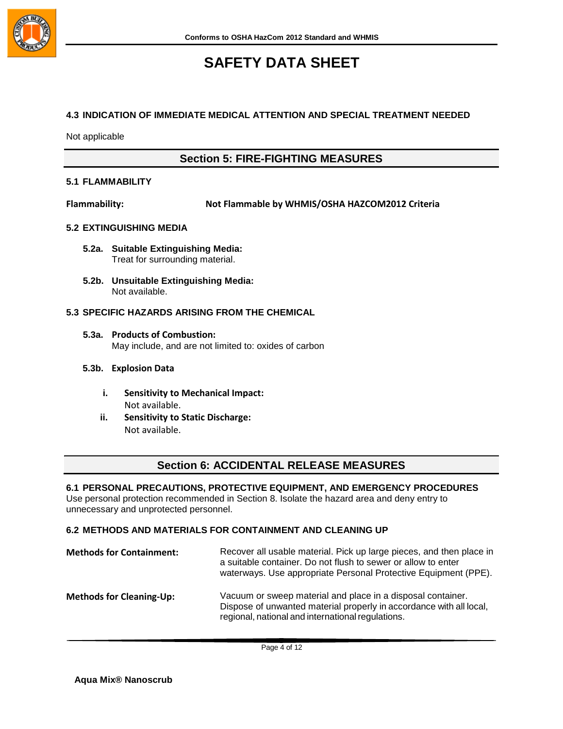### 4.3 INDICATION OF IMMEDIATE MEDICAL ATTENTION AND SPECIAL TREATMENT NEEDED

Not applicable

## Section 5: FIRE-FIGHTING MEASURES

### 5.1 FLAMMABILITY

**Flammability:** **Not Flammable by WHMIS/OSHA HAZCOM2012 Criteria**

### 5.2 EXTINGUISHING MEDIA

**5.2a. Suitable Extinguishing Media:**
Treat for surrounding material.

**5.2b. Unsuitable Extinguishing Media:**
Not available.

### 5.3 SPECIFIC HAZARDS ARISING FROM THE CHEMICAL

**5.3a. Products of Combustion:**
May include, and are not limited to: oxides of carbon

**5.3b. Explosion Data**

i. **Sensitivity to Mechanical Impact:**
Not available.

ii. **Sensitivity to Static Discharge:**
Not available.

## Section 6: ACCIDENTAL RELEASE MEASURES

### 6.1 PERSONAL PRECAUTIONS, PROTECTIVE EQUIPMENT, AND EMERGENCY PROCEDURES

Use personal protection recommended in Section 8. Isolate the hazard area and deny entry to unnecessary and unprotected personnel.

### 6.2 METHODS AND MATERIALS FOR CONTAINMENT AND CLEANING UP

**Methods for Containment:** Recover all usable material. Pick up large pieces, and then place in a suitable container. Do not flush to sewer or allow to enter waterways. Use appropriate Personal Protective Equipment (PPE).

**Methods for Cleaning-Up:** Vacuum or sweep material and place in a disposal container. Dispose of unwanted material properly in accordance with all local, regional, national and international regulations.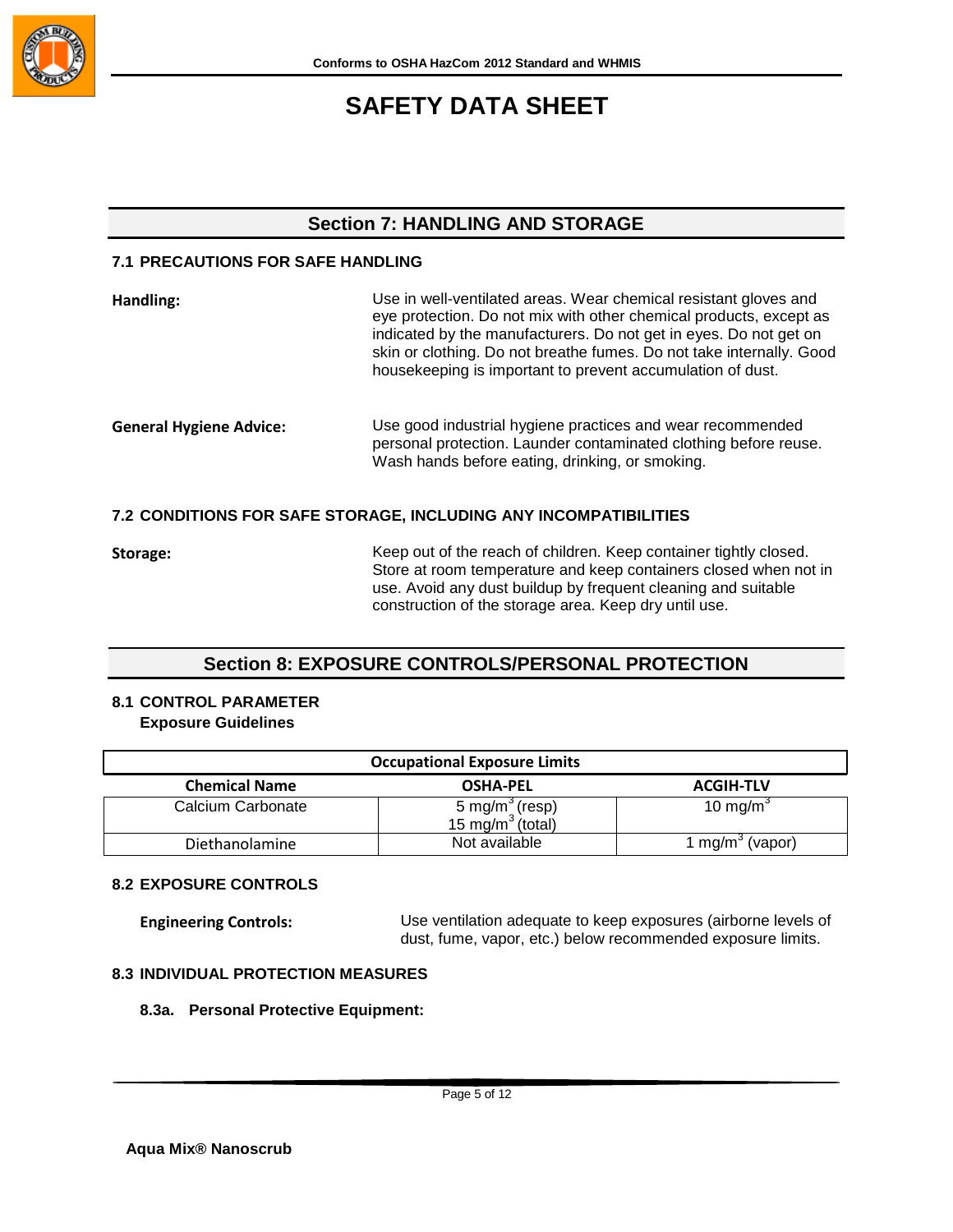# SAFETY DATA SHEET

## Section 7: HANDLING AND STORAGE

### 7.1 PRECAUTIONS FOR SAFE HANDLING

**Handling:** Use in well-ventilated areas. Wear chemical resistant gloves and eye protection. Do not mix with other chemical products, except as indicated by the manufacturers. Do not get in eyes. Do not get on skin or clothing. Do not breathe fumes. Do not take internally. Good housekeeping is important to prevent accumulation of dust.

**General Hygiene Advice:** Use good industrial hygiene practices and wear recommended personal protection. Launder contaminated clothing before reuse. Wash hands before eating, drinking, or smoking.

### 7.2 CONDITIONS FOR SAFE STORAGE, INCLUDING ANY INCOMPATIBILITIES

**Storage:** Keep out of the reach of children. Keep container tightly closed. Store at room temperature and keep containers closed when not in use. Avoid any dust buildup by frequent cleaning and suitable construction of the storage area. Keep dry until use.

## Section 8: EXPOSURE CONTROLS/PERSONAL PROTECTION

### 8.1 CONTROL PARAMETER

**Exposure Guidelines**

| Occupational Exposure Limits | | |
|---|---|---|
| **Chemical Name** | **OSHA-PEL** | **ACGIH-TLV** |
| Calcium Carbonate | 5 mg/m$^3$ (resp)<br>15 mg/m$^3$ (total) | 10 mg/m$^3$ |
| Diethanolamine | Not available | 1 mg/m$^3$ (vapor) |

### 8.2 EXPOSURE CONTROLS

**Engineering Controls:** Use ventilation adequate to keep exposures (airborne levels of dust, fume, vapor, etc.) below recommended exposure limits.

### 8.3 INDIVIDUAL PROTECTION MEASURES

**8.3a. Personal Protective Equipment:**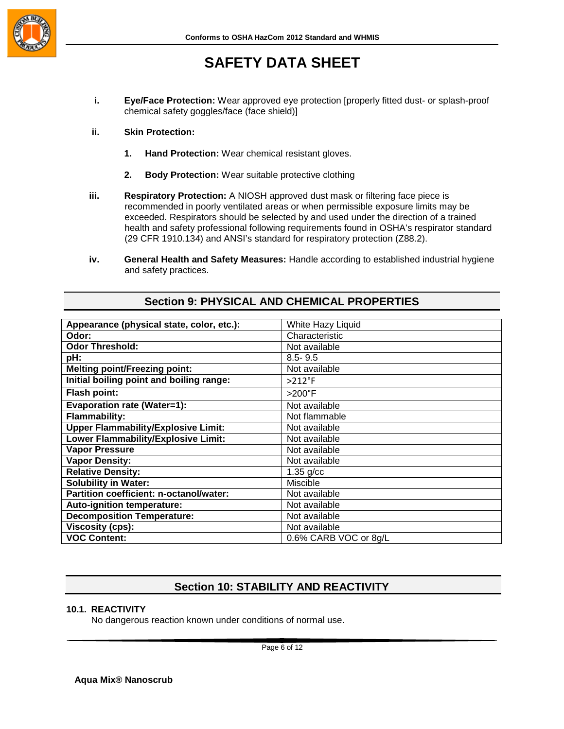i. **Eye/Face Protection:** Wear approved eye protection [properly fitted dust- or splash-proof chemical safety goggles/face (face shield)]

ii. **Skin Protection:**

1. **Hand Protection:** Wear chemical resistant gloves.

2. **Body Protection:** Wear suitable protective clothing

iii. **Respiratory Protection:** A NIOSH approved dust mask or filtering face piece is recommended in poorly ventilated areas or when permissible exposure limits may be exceeded. Respirators should be selected by and used under the direction of a trained health and safety professional following requirements found in OSHA's respirator standard (29 CFR 1910.134) and ANSI's standard for respiratory protection (Z88.2).

iv. **General Health and Safety Measures:** Handle according to established industrial hygiene and safety practices.

## Section 9: PHYSICAL AND CHEMICAL PROPERTIES

| Property | Value |
|---|---|
| **Appearance (physical state, color, etc.):** | White Hazy Liquid |
| **Odor:** | Characteristic |
| **Odor Threshold:** | Not available |
| **pH:** | 8.5- 9.5 |
| **Melting point/Freezing point:** | Not available |
| **Initial boiling point and boiling range:** | >212°F |
| **Flash point:** | >200°F |
| **Evaporation rate (Water=1):** | Not available |
| **Flammability:** | Not flammable |
| **Upper Flammability/Explosive Limit:** | Not available |
| **Lower Flammability/Explosive Limit:** | Not available |
| **Vapor Pressure** | Not available |
| **Vapor Density:** | Not available |
| **Relative Density:** | 1.35 g/cc |
| **Solubility in Water:** | Miscible |
| **Partition coefficient: n-octanol/water:** | Not available |
| **Auto-ignition temperature:** | Not available |
| **Decomposition Temperature:** | Not available |
| **Viscosity (cps):** | Not available |
| **VOC Content:** | 0.6% CARB VOC or 8g/L |

## Section 10: STABILITY AND REACTIVITY

**10.1. REACTIVITY**

No dangerous reaction known under conditions of normal use.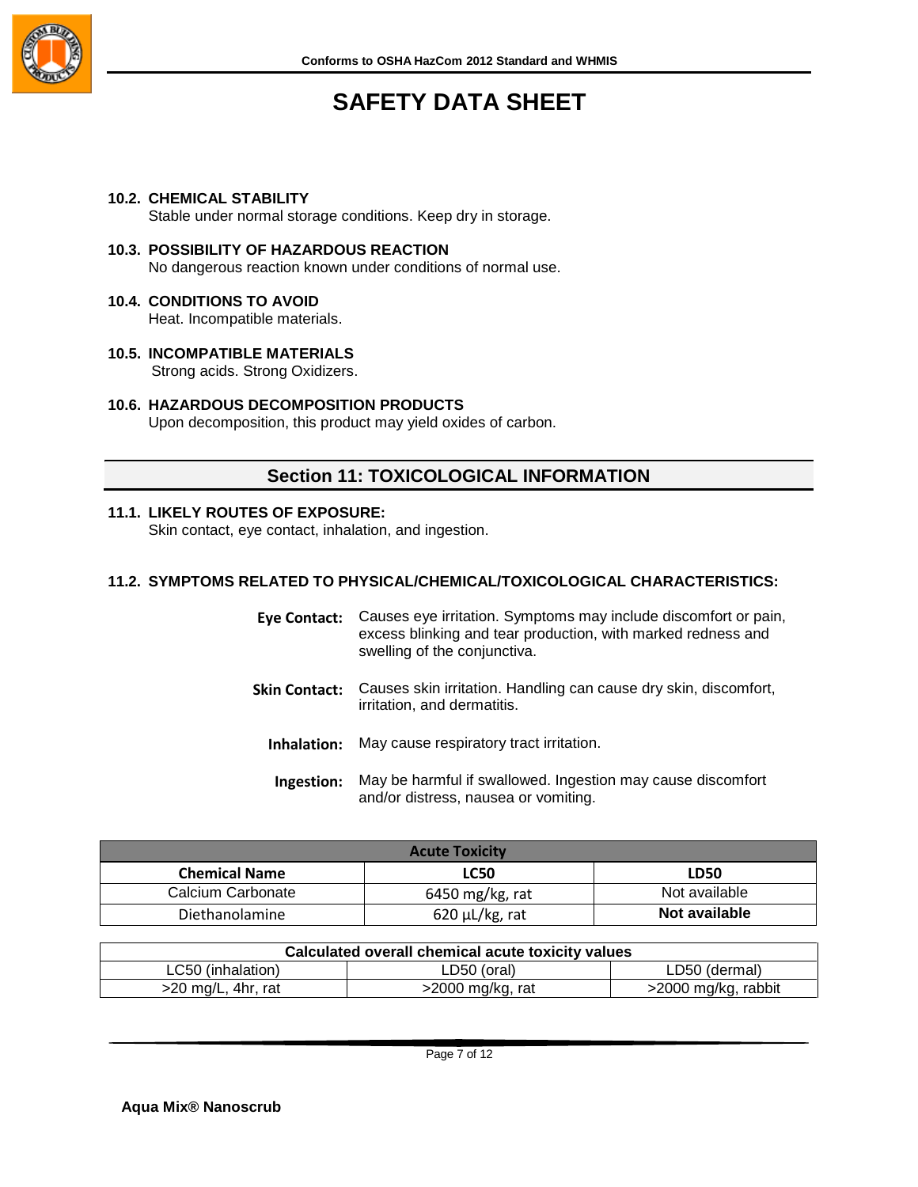**10.2. CHEMICAL STABILITY**
Stable under normal storage conditions. Keep dry in storage.

**10.3. POSSIBILITY OF HAZARDOUS REACTION**
No dangerous reaction known under conditions of normal use.

**10.4. CONDITIONS TO AVOID**
Heat. Incompatible materials.

**10.5. INCOMPATIBLE MATERIALS**
Strong acids. Strong Oxidizers.

**10.6. HAZARDOUS DECOMPOSITION PRODUCTS**
Upon decomposition, this product may yield oxides of carbon.

## Section 11: TOXICOLOGICAL INFORMATION

**11.1. LIKELY ROUTES OF EXPOSURE:**
Skin contact, eye contact, inhalation, and ingestion.

**11.2. SYMPTOMS RELATED TO PHYSICAL/CHEMICAL/TOXICOLOGICAL CHARACTERISTICS:**

**Eye Contact:** Causes eye irritation. Symptoms may include discomfort or pain, excess blinking and tear production, with marked redness and swelling of the conjunctiva.

**Skin Contact:** Causes skin irritation. Handling can cause dry skin, discomfort, irritation, and dermatitis.

**Inhalation:** May cause respiratory tract irritation.

**Ingestion:** May be harmful if swallowed. Ingestion may cause discomfort and/or distress, nausea or vomiting.

| Acute Toxicity | | |
|---|---|---|
| **Chemical Name** | **LC50** | **LD50** |
| Calcium Carbonate | 6450 mg/kg, rat | Not available |
| Diethanolamine | 620 μL/kg, rat | **Not available** |

| Calculated overall chemical acute toxicity values | | |
|---|---|---|
| LC50 (inhalation) | LD50 (oral) | LD50 (dermal) |
| >20 mg/L, 4hr, rat | >2000 mg/kg, rat | >2000 mg/kg, rabbit |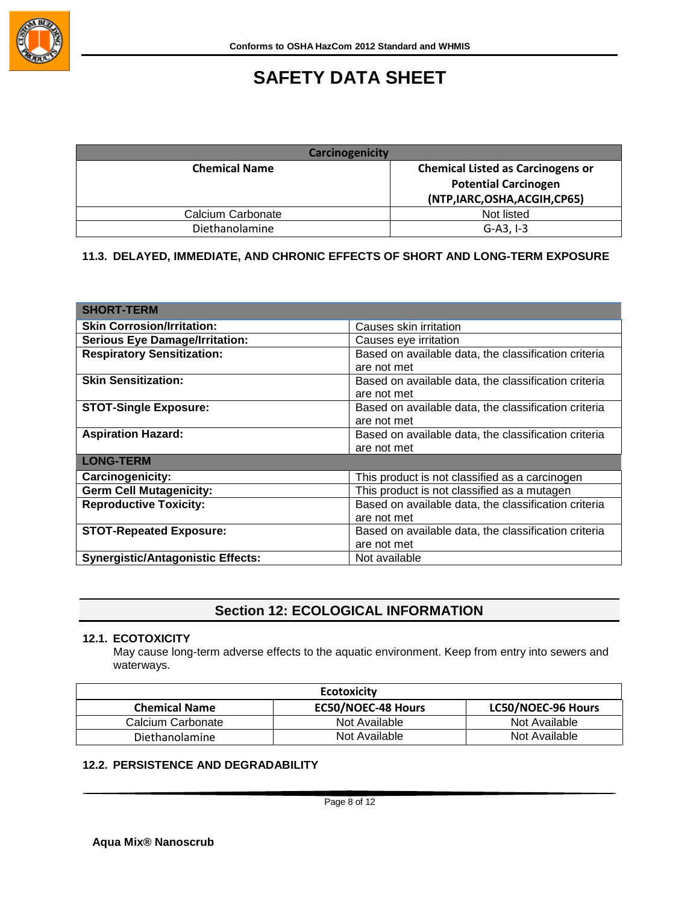| Carcinogenicity | |
|---|---|
| **Chemical Name** | **Chemical Listed as Carcinogens or Potential Carcinogen (NTP,IARC,OSHA,ACGIH,CP65)** |
| Calcium Carbonate | Not listed |
| Diethanolamine | G-A3, I-3 |

### 11.3. DELAYED, IMMEDIATE, AND CHRONIC EFFECTS OF SHORT AND LONG-TERM EXPOSURE

| SHORT-TERM | |
|---|---|
| **Skin Corrosion/Irritation:** | Causes skin irritation |
| **Serious Eye Damage/Irritation:** | Causes eye irritation |
| **Respiratory Sensitization:** | Based on available data, the classification criteria are not met |
| **Skin Sensitization:** | Based on available data, the classification criteria are not met |
| **STOT-Single Exposure:** | Based on available data, the classification criteria are not met |
| **Aspiration Hazard:** | Based on available data, the classification criteria are not met |
| **LONG-TERM** | |
| **Carcinogenicity:** | This product is not classified as a carcinogen |
| **Germ Cell Mutagenicity:** | This product is not classified as a mutagen |
| **Reproductive Toxicity:** | Based on available data, the classification criteria are not met |
| **STOT-Repeated Exposure:** | Based on available data, the classification criteria are not met |
| **Synergistic/Antagonistic Effects:** | Not available |

## Section 12: ECOLOGICAL INFORMATION

### 12.1. ECOTOXICITY

May cause long-term adverse effects to the aquatic environment. Keep from entry into sewers and waterways.

| Ecotoxicity | | |
|---|---|---|
| **Chemical Name** | **EC50/NOEC-48 Hours** | **LC50/NOEC-96 Hours** |
| Calcium Carbonate | Not Available | Not Available |
| Diethanolamine | Not Available | Not Available |

### 12.2. PERSISTENCE AND DEGRADABILITY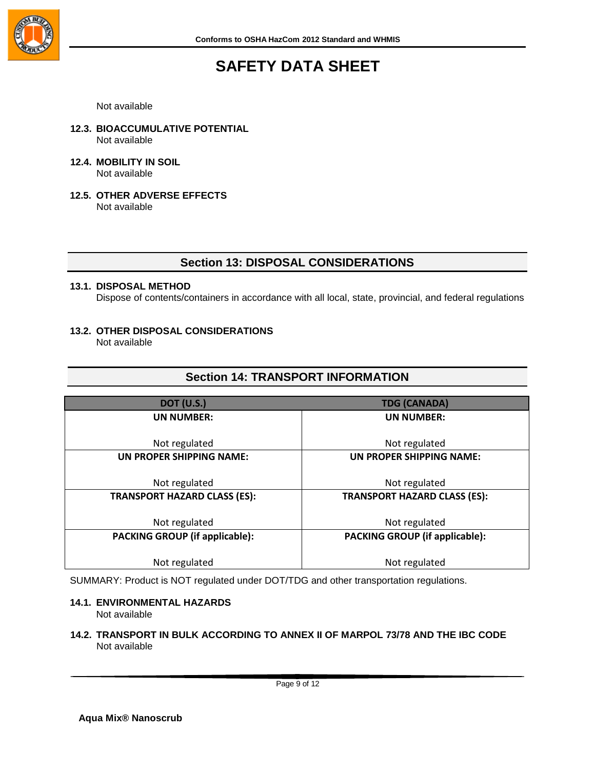Not available

**12.3. BIOACCUMULATIVE POTENTIAL**
Not available

**12.4. MOBILITY IN SOIL**
Not available

**12.5. OTHER ADVERSE EFFECTS**
Not available

## Section 13: DISPOSAL CONSIDERATIONS

**13.1. DISPOSAL METHOD**
Dispose of contents/containers in accordance with all local, state, provincial, and federal regulations

**13.2. OTHER DISPOSAL CONSIDERATIONS**
Not available

## Section 14: TRANSPORT INFORMATION

| DOT (U.S.) | TDG (CANADA) |
|---|---|
| **UN NUMBER:**<br><br>Not regulated | **UN NUMBER:**<br><br>Not regulated |
| **UN PROPER SHIPPING NAME:**<br><br>Not regulated | **UN PROPER SHIPPING NAME:**<br><br>Not regulated |
| **TRANSPORT HAZARD CLASS (ES):**<br><br>Not regulated | **TRANSPORT HAZARD CLASS (ES):**<br><br>Not regulated |
| **PACKING GROUP (if applicable):**<br><br>Not regulated | **PACKING GROUP (if applicable):**<br><br>Not regulated |

SUMMARY: Product is NOT regulated under DOT/TDG and other transportation regulations.

**14.1. ENVIRONMENTAL HAZARDS**
Not available

**14.2. TRANSPORT IN BULK ACCORDING TO ANNEX II OF MARPOL 73/78 AND THE IBC CODE**
Not available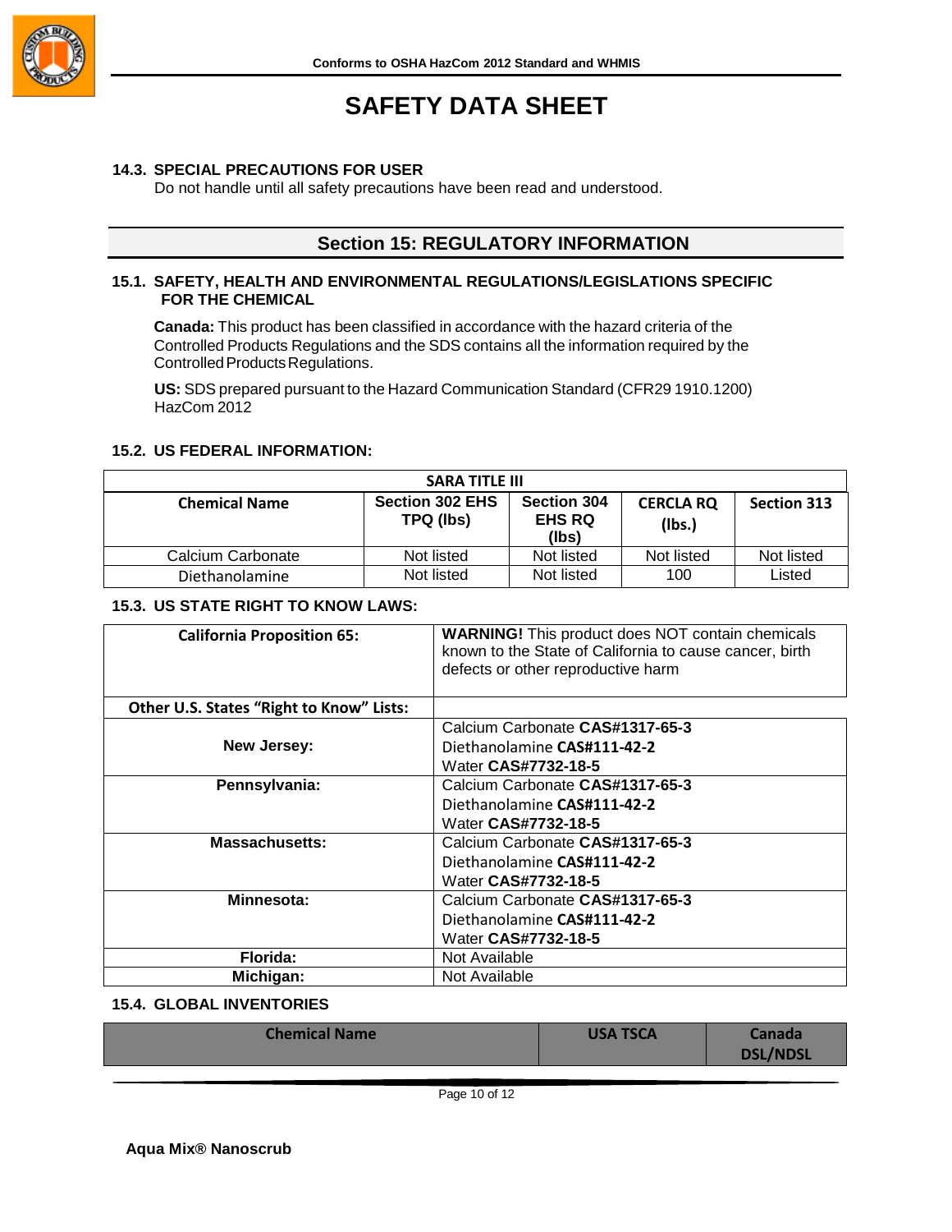### 14.3. SPECIAL PRECAUTIONS FOR USER

Do not handle until all safety precautions have been read and understood.

## Section 15: REGULATORY INFORMATION

### 15.1. SAFETY, HEALTH AND ENVIRONMENTAL REGULATIONS/LEGISLATIONS SPECIFIC FOR THE CHEMICAL

**Canada:** This product has been classified in accordance with the hazard criteria of the Controlled Products Regulations and the SDS contains all the information required by the Controlled Products Regulations.

**US:** SDS prepared pursuant to the Hazard Communication Standard (CFR29 1910.1200) HazCom 2012

### 15.2. US FEDERAL INFORMATION:

| SARA TITLE III | | | | |
|---|---|---|---|---|
| **Chemical Name** | **Section 302 EHS TPQ (lbs)** | **Section 304 EHS RQ (lbs)** | **CERCLA RQ (lbs.)** | **Section 313** |
| Calcium Carbonate | Not listed | Not listed | Not listed | Not listed |
| Diethanolamine | Not listed | Not listed | 100 | Listed |

### 15.3. US STATE RIGHT TO KNOW LAWS:

| **California Proposition 65:** | **WARNING!** This product does NOT contain chemicals known to the State of California to cause cancer, birth defects or other reproductive harm |
|---|---|
| **Other U.S. States "Right to Know" Lists:** | |
| **New Jersey:** | Calcium Carbonate **CAS#1317-65-3**<br>Diethanolamine **CAS#111-42-2**<br>Water **CAS#7732-18-5** |
| **Pennsylvania:** | Calcium Carbonate **CAS#1317-65-3**<br>Diethanolamine **CAS#111-42-2**<br>Water **CAS#7732-18-5** |
| **Massachusetts:** | Calcium Carbonate **CAS#1317-65-3**<br>Diethanolamine **CAS#111-42-2**<br>Water **CAS#7732-18-5** |
| **Minnesota:** | Calcium Carbonate **CAS#1317-65-3**<br>Diethanolamine **CAS#111-42-2**<br>Water **CAS#7732-18-5** |
| **Florida:** | Not Available |
| **Michigan:** | Not Available |

### 15.4. GLOBAL INVENTORIES

| Chemical Name | USA TSCA | Canada DSL/NDSL |
|---|---|---|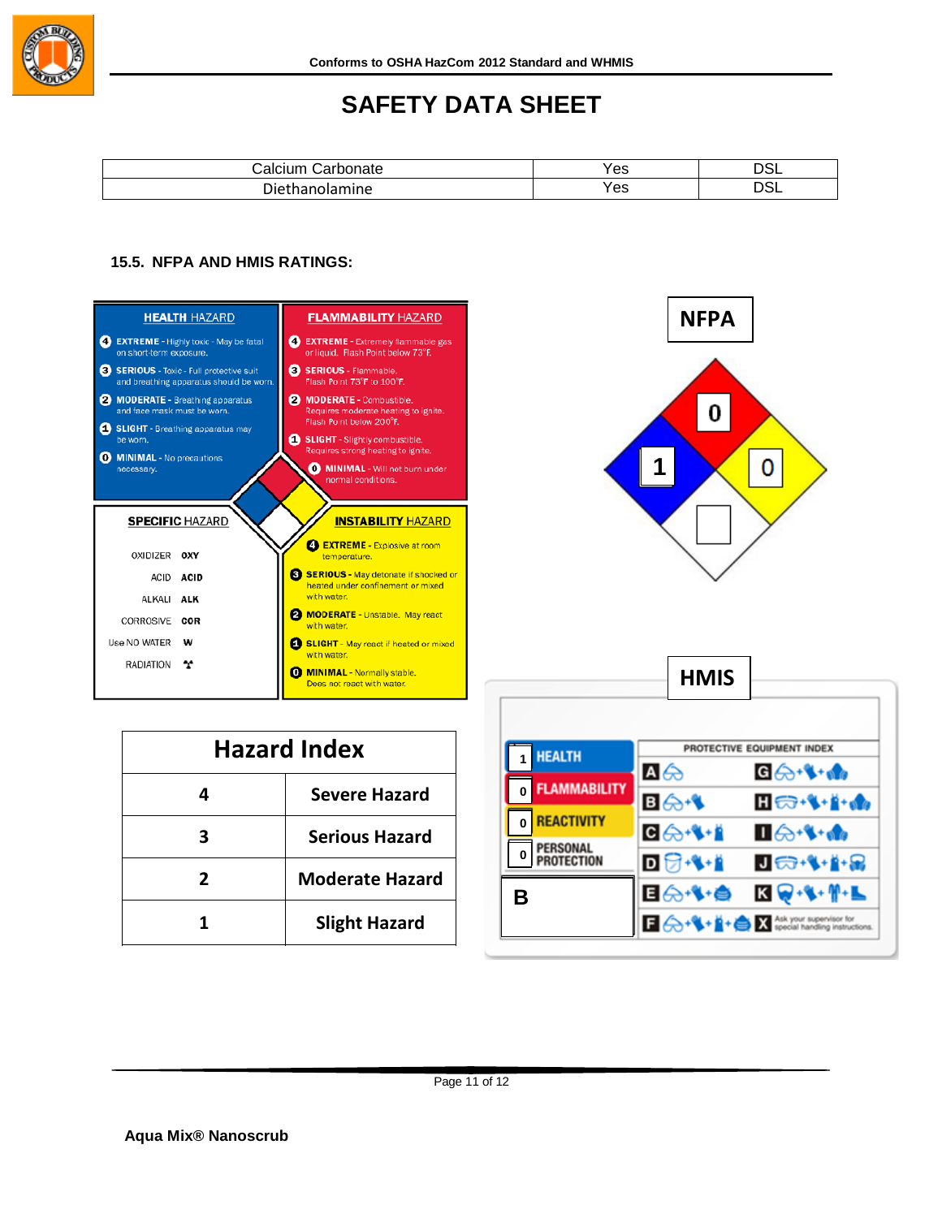**Conforms to OSHA HazCom 2012 Standard and WHMIS**

# SAFETY DATA SHEET

| Calcium Carbonate | Yes | DSL |
|---|---|---|
| Diethanolamine | Yes | DSL |

### 15.5. NFPA AND HMIS RATINGS:

**HEALTH HAZARD**

- 4 **EXTREME** - Highly toxic - May be fatal on short-term exposure.
- 3 **SERIOUS** - Toxic - Full protective suit and breathing apparatus should be worn.
- 2 **MODERATE** - Breathing apparatus and face mask must be worn.
- 1 **SLIGHT** - Breathing apparatus may be worn.
- 0 **MINIMAL** - No precautions necessary.

**FLAMMABILITY HAZARD**

- 4 **EXTREME** - Extremely flammable gas or liquid. Flash Point below 73°F.
- 3 **SERIOUS** - Flammable. Flash Point 73°F to 100°F.
- 2 **MODERATE** - Combustible. Requires moderate heating to ignite. Flash Point below 200°F.
- 1 **SLIGHT** - Slightly combustible. Requires strong heating to ignite.
- 0 **MINIMAL** - Will not burn under normal conditions.

**SPECIFIC HAZARD**

| | |
|---|---|
| OXIDIZER | OXY |
| ACID | ACID |
| ALKALI | ALK |
| CORROSIVE | COR |
| Use NO WATER | W |
| RADIATION | ☢ |

**INSTABILITY HAZARD**

- 4 **EXTREME** - Explosive at room temperature.
- 3 **SERIOUS** - May detonate if shocked or heated under confinement or mixed with water.
- 2 **MODERATE** - Unstable. May react with water.
- 1 **SLIGHT** - May react if heated or mixed with water.
- 0 **MINIMAL** - Normally stable. Does not react with water.

**NFPA**

Health: 1; Flammability: 0; Instability: 0; Specific Hazard: (blank)

| Hazard Index | |
|---|---|
| 4 | Severe Hazard |
| 3 | Serious Hazard |
| 2 | Moderate Hazard |
| 1 | Slight Hazard |

**HMIS**

| | |
|---|---|
| HEALTH | 1 |
| FLAMMABILITY | 0 |
| REACTIVITY | 0 |
| PERSONAL PROTECTION | B |

PROTECTIVE EQUIPMENT INDEX: A, B, C, D, E, F, G, H, I, J, K, X – Ask your supervisor for special handling instructions.

**Aqua Mix® Nanoscrub**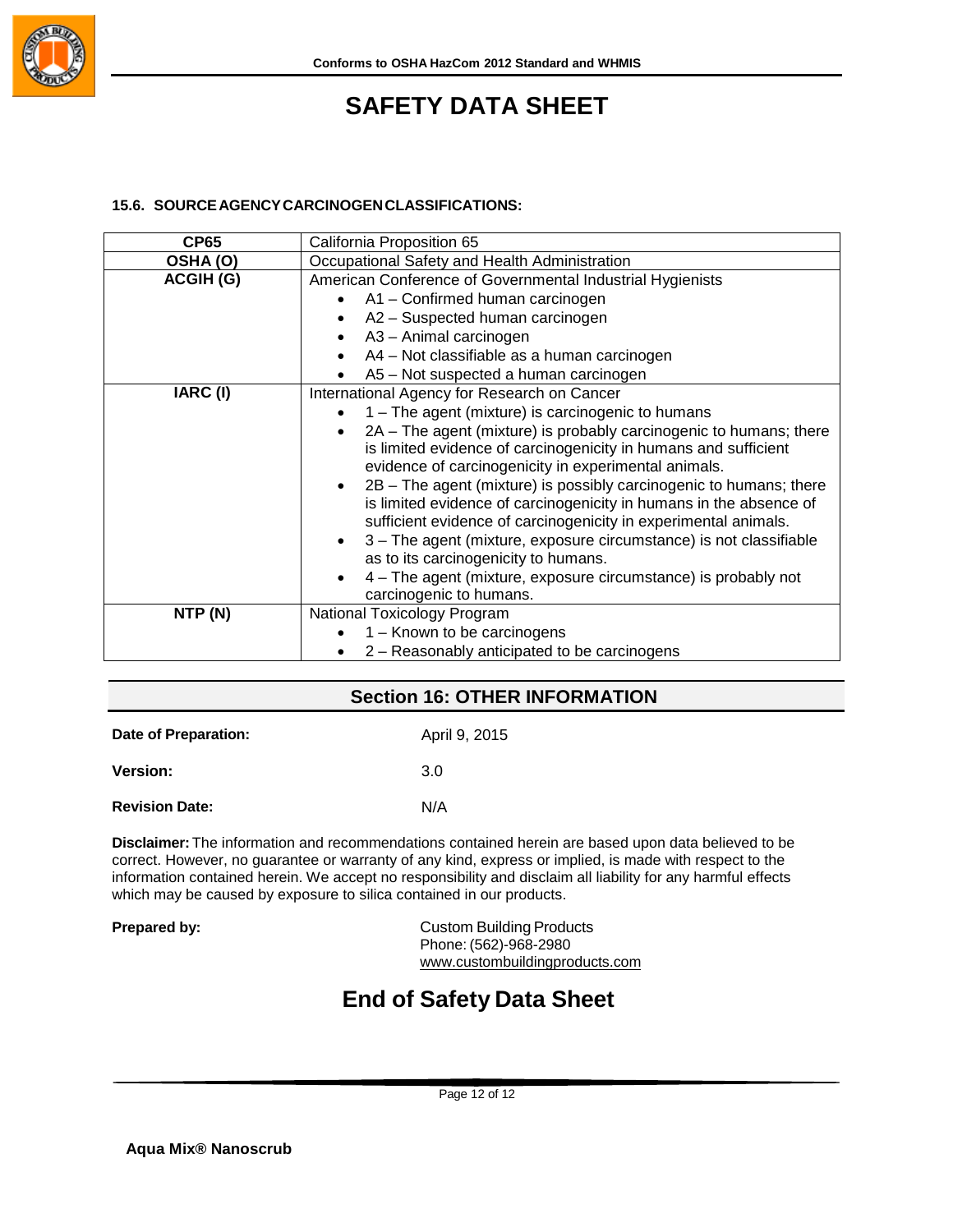#### 15.6. SOURCE AGENCY CARCINOGEN CLASSIFICATIONS:

| | |
|---|---|
| **CP65** | California Proposition 65 |
| **OSHA (O)** | Occupational Safety and Health Administration |
| **ACGIH (G)** | American Conference of Governmental Industrial Hygienists<br>• A1 – Confirmed human carcinogen<br>• A2 – Suspected human carcinogen<br>• A3 – Animal carcinogen<br>• A4 – Not classifiable as a human carcinogen<br>• A5 – Not suspected a human carcinogen |
| **IARC (I)** | International Agency for Research on Cancer<br>• 1 – The agent (mixture) is carcinogenic to humans<br>• 2A – The agent (mixture) is probably carcinogenic to humans; there is limited evidence of carcinogenicity in humans and sufficient evidence of carcinogenicity in experimental animals.<br>• 2B – The agent (mixture) is possibly carcinogenic to humans; there is limited evidence of carcinogenicity in humans in the absence of sufficient evidence of carcinogenicity in experimental animals.<br>• 3 – The agent (mixture, exposure circumstance) is not classifiable as to its carcinogenicity to humans.<br>• 4 – The agent (mixture, exposure circumstance) is probably not carcinogenic to humans. |
| **NTP (N)** | National Toxicology Program<br>• 1 – Known to be carcinogens<br>• 2 – Reasonably anticipated to be carcinogens |

## Section 16: OTHER INFORMATION

**Date of Preparation:** April 9, 2015

**Version:** 3.0

**Revision Date:** N/A

**Disclaimer:** The information and recommendations contained herein are based upon data believed to be correct. However, no guarantee or warranty of any kind, express or implied, is made with respect to the information contained herein. We accept no responsibility and disclaim all liability for any harmful effects which may be caused by exposure to silica contained in our products.

**Prepared by:** Custom Building Products
Phone: (562)-968-2980
www.custombuildingproducts.com

## End of Safety Data Sheet